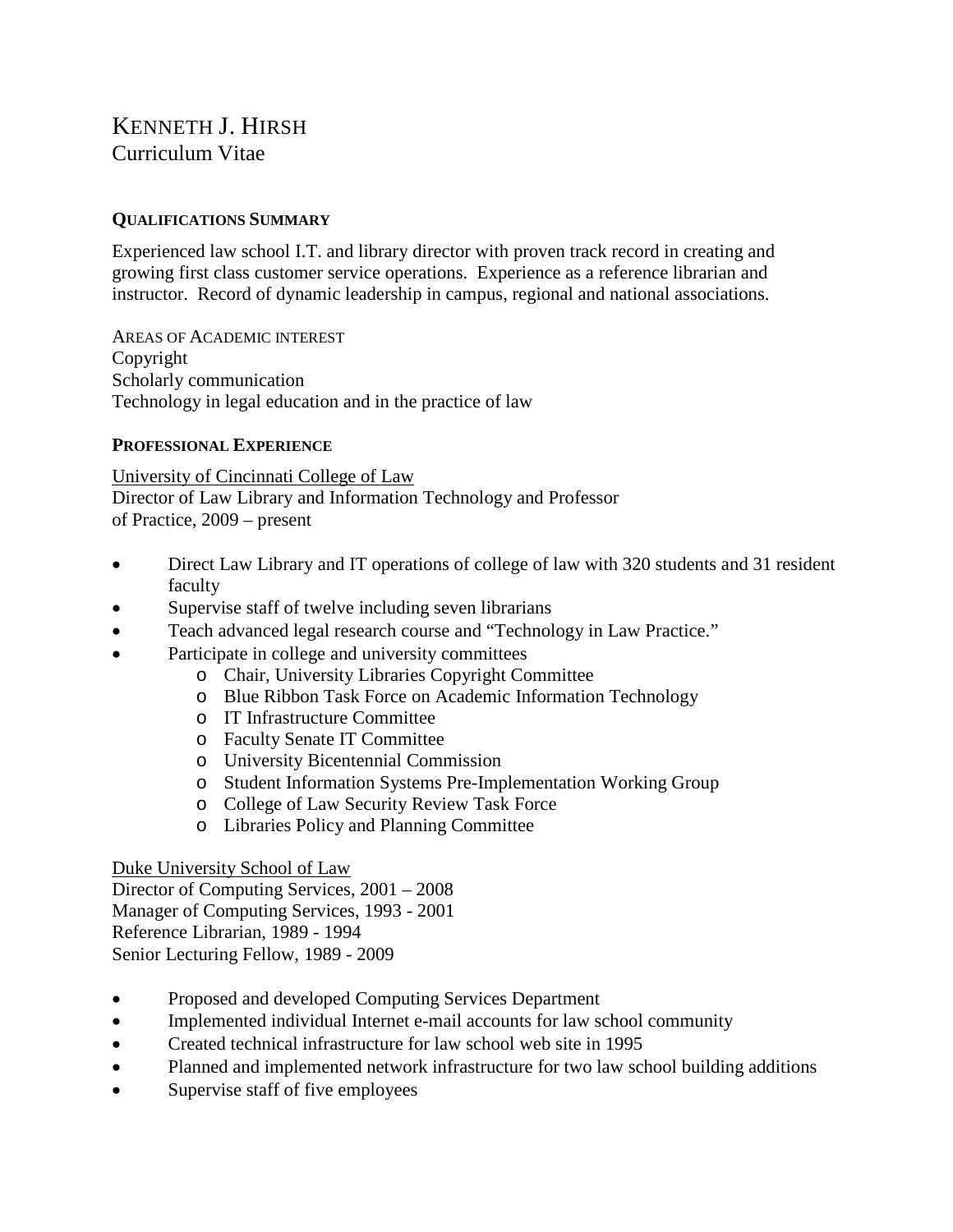# KENNETH J. HIRSH
Curriculum Vitae

## QUALIFICATIONS SUMMARY

Experienced law school I.T. and library director with proven track record in creating and growing first class customer service operations. Experience as a reference librarian and instructor. Record of dynamic leadership in campus, regional and national associations.

AREAS OF ACADEMIC INTEREST
Copyright
Scholarly communication
Technology in legal education and in the practice of law

## PROFESSIONAL EXPERIENCE

University of Cincinnati College of Law
Director of Law Library and Information Technology and Professor of Practice, 2009 – present

- Direct Law Library and IT operations of college of law with 320 students and 31 resident faculty
- Supervise staff of twelve including seven librarians
- Teach advanced legal research course and "Technology in Law Practice."
- Participate in college and university committees
  - Chair, University Libraries Copyright Committee
  - Blue Ribbon Task Force on Academic Information Technology
  - IT Infrastructure Committee
  - Faculty Senate IT Committee
  - University Bicentennial Commission
  - Student Information Systems Pre-Implementation Working Group
  - College of Law Security Review Task Force
  - Libraries Policy and Planning Committee

Duke University School of Law
Director of Computing Services, 2001 – 2008
Manager of Computing Services, 1993 - 2001
Reference Librarian, 1989 - 1994
Senior Lecturing Fellow, 1989 - 2009

- Proposed and developed Computing Services Department
- Implemented individual Internet e-mail accounts for law school community
- Created technical infrastructure for law school web site in 1995
- Planned and implemented network infrastructure for two law school building additions
- Supervise staff of five employees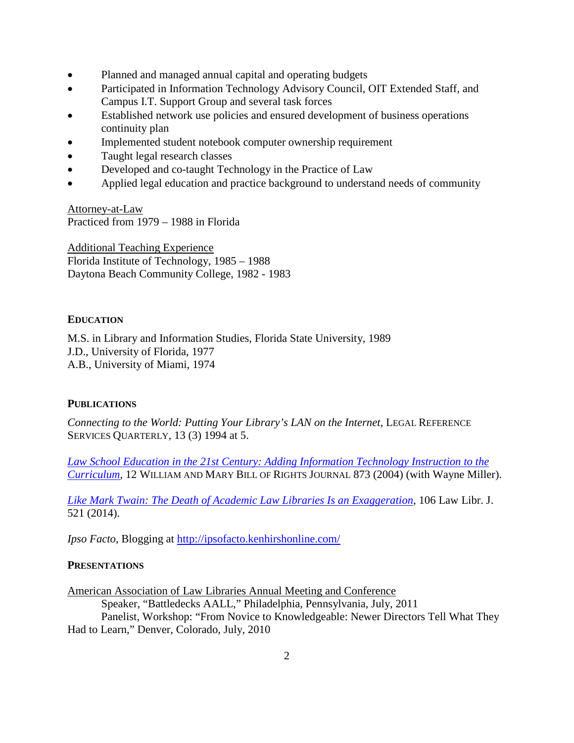- Planned and managed annual capital and operating budgets
- Participated in Information Technology Advisory Council, OIT Extended Staff, and Campus I.T. Support Group and several task forces
- Established network use policies and ensured development of business operations continuity plan
- Implemented student notebook computer ownership requirement
- Taught legal research classes
- Developed and co-taught Technology in the Practice of Law
- Applied legal education and practice background to understand needs of community

Attorney-at-Law
Practiced from 1979 – 1988 in Florida

Additional Teaching Experience
Florida Institute of Technology, 1985 – 1988
Daytona Beach Community College, 1982 - 1983

## EDUCATION

M.S. in Library and Information Studies, Florida State University, 1989
J.D., University of Florida, 1977
A.B., University of Miami, 1974

## PUBLICATIONS

*Connecting to the World: Putting Your Library's LAN on the Internet*, LEGAL REFERENCE SERVICES QUARTERLY, 13 (3) 1994 at 5.

*Law School Education in the 21st Century: Adding Information Technology Instruction to the Curriculum*, 12 WILLIAM AND MARY BILL OF RIGHTS JOURNAL 873 (2004) (with Wayne Miller).

*Like Mark Twain: The Death of Academic Law Libraries Is an Exaggeration*, 106 Law Libr. J. 521 (2014).

*Ipso Facto*, Blogging at http://ipsofacto.kenhirshonline.com/

## PRESENTATIONS

American Association of Law Libraries Annual Meeting and Conference
Speaker, "Battledecks AALL," Philadelphia, Pennsylvania, July, 2011
Panelist, Workshop: "From Novice to Knowledgeable: Newer Directors Tell What They Had to Learn," Denver, Colorado, July, 2010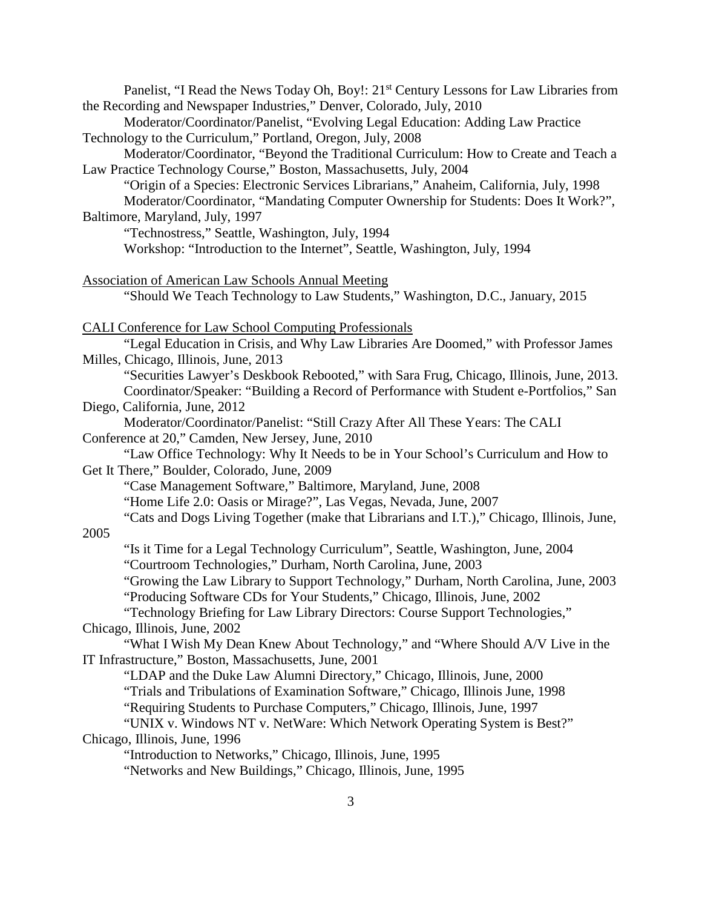Panelist, "I Read the News Today Oh, Boy!: 21st Century Lessons for Law Libraries from the Recording and Newspaper Industries," Denver, Colorado, July, 2010

Moderator/Coordinator/Panelist, "Evolving Legal Education: Adding Law Practice Technology to the Curriculum," Portland, Oregon, July, 2008

Moderator/Coordinator, "Beyond the Traditional Curriculum: How to Create and Teach a Law Practice Technology Course," Boston, Massachusetts, July, 2004

"Origin of a Species: Electronic Services Librarians," Anaheim, California, July, 1998

Moderator/Coordinator, "Mandating Computer Ownership for Students: Does It Work?", Baltimore, Maryland, July, 1997

"Technostress," Seattle, Washington, July, 1994

Workshop: "Introduction to the Internet", Seattle, Washington, July, 1994

<u>Association of American Law Schools Annual Meeting</u>

"Should We Teach Technology to Law Students," Washington, D.C., January, 2015

<u>CALI Conference for Law School Computing Professionals</u>

"Legal Education in Crisis, and Why Law Libraries Are Doomed," with Professor James Milles, Chicago, Illinois, June, 2013

"Securities Lawyer's Deskbook Rebooted," with Sara Frug, Chicago, Illinois, June, 2013.

Coordinator/Speaker: "Building a Record of Performance with Student e-Portfolios," San Diego, California, June, 2012

Moderator/Coordinator/Panelist: "Still Crazy After All These Years: The CALI Conference at 20," Camden, New Jersey, June, 2010

"Law Office Technology: Why It Needs to be in Your School's Curriculum and How to Get It There," Boulder, Colorado, June, 2009

"Case Management Software," Baltimore, Maryland, June, 2008

"Home Life 2.0: Oasis or Mirage?", Las Vegas, Nevada, June, 2007

"Cats and Dogs Living Together (make that Librarians and I.T.)," Chicago, Illinois, June, 2005

"Is it Time for a Legal Technology Curriculum", Seattle, Washington, June, 2004

"Courtroom Technologies," Durham, North Carolina, June, 2003

"Growing the Law Library to Support Technology," Durham, North Carolina, June, 2003

"Producing Software CDs for Your Students," Chicago, Illinois, June, 2002

"Technology Briefing for Law Library Directors: Course Support Technologies," Chicago, Illinois, June, 2002

"What I Wish My Dean Knew About Technology," and "Where Should A/V Live in the IT Infrastructure," Boston, Massachusetts, June, 2001

"LDAP and the Duke Law Alumni Directory," Chicago, Illinois, June, 2000

"Trials and Tribulations of Examination Software," Chicago, Illinois June, 1998

"Requiring Students to Purchase Computers," Chicago, Illinois, June, 1997

"UNIX v. Windows NT v. NetWare: Which Network Operating System is Best?" Chicago, Illinois, June, 1996

"Introduction to Networks," Chicago, Illinois, June, 1995

"Networks and New Buildings," Chicago, Illinois, June, 1995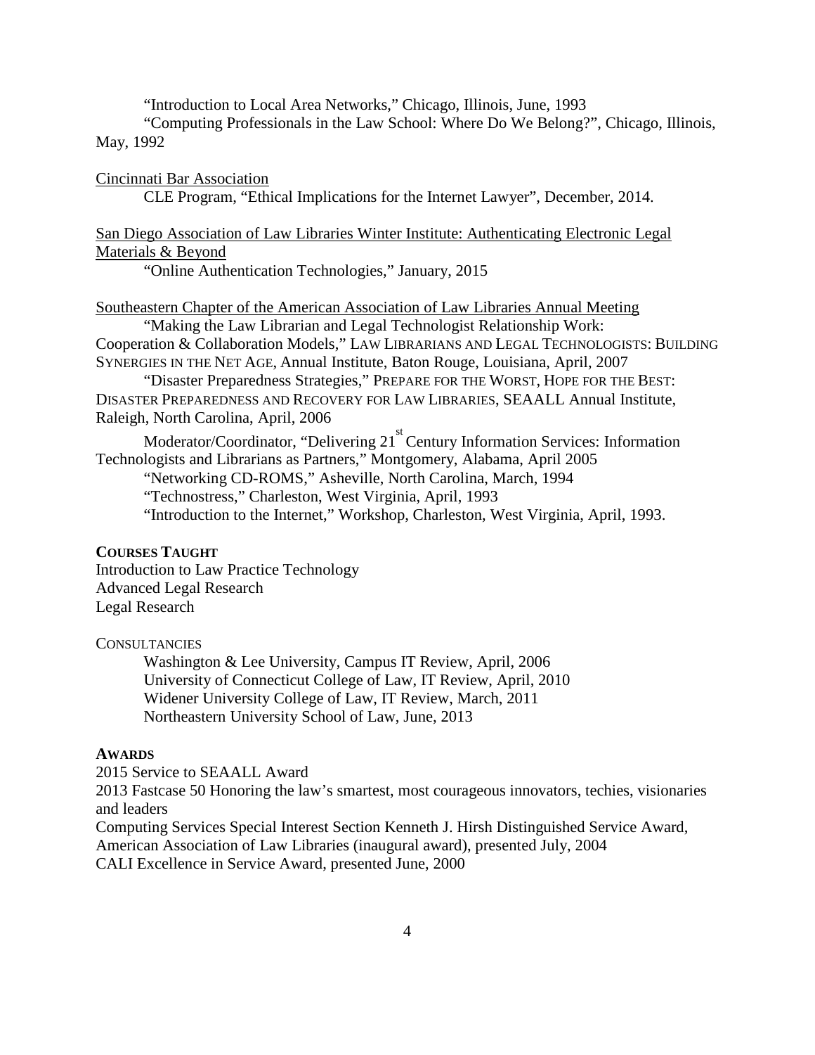"Introduction to Local Area Networks," Chicago, Illinois, June, 1993

"Computing Professionals in the Law School: Where Do We Belong?", Chicago, Illinois, May, 1992

Cincinnati Bar Association

CLE Program, "Ethical Implications for the Internet Lawyer", December, 2014.

San Diego Association of Law Libraries Winter Institute: Authenticating Electronic Legal Materials & Beyond

"Online Authentication Technologies," January, 2015

Southeastern Chapter of the American Association of Law Libraries Annual Meeting

"Making the Law Librarian and Legal Technologist Relationship Work: Cooperation & Collaboration Models," LAW LIBRARIANS AND LEGAL TECHNOLOGISTS: BUILDING SYNERGIES IN THE NET AGE, Annual Institute, Baton Rouge, Louisiana, April, 2007

"Disaster Preparedness Strategies," PREPARE FOR THE WORST, HOPE FOR THE BEST: DISASTER PREPAREDNESS AND RECOVERY FOR LAW LIBRARIES, SEAALL Annual Institute, Raleigh, North Carolina, April, 2006

Moderator/Coordinator, "Delivering 21st Century Information Services: Information Technologists and Librarians as Partners," Montgomery, Alabama, April 2005

"Networking CD-ROMS," Asheville, North Carolina, March, 1994

"Technostress," Charleston, West Virginia, April, 1993

"Introduction to the Internet," Workshop, Charleston, West Virginia, April, 1993.

**COURSES TAUGHT**

Introduction to Law Practice Technology
Advanced Legal Research
Legal Research

CONSULTANCIES

Washington & Lee University, Campus IT Review, April, 2006
University of Connecticut College of Law, IT Review, April, 2010
Widener University College of Law, IT Review, March, 2011
Northeastern University School of Law, June, 2013

**AWARDS**

2015 Service to SEAALL Award

2013 Fastcase 50 Honoring the law's smartest, most courageous innovators, techies, visionaries and leaders

Computing Services Special Interest Section Kenneth J. Hirsh Distinguished Service Award, American Association of Law Libraries (inaugural award), presented July, 2004

CALI Excellence in Service Award, presented June, 2000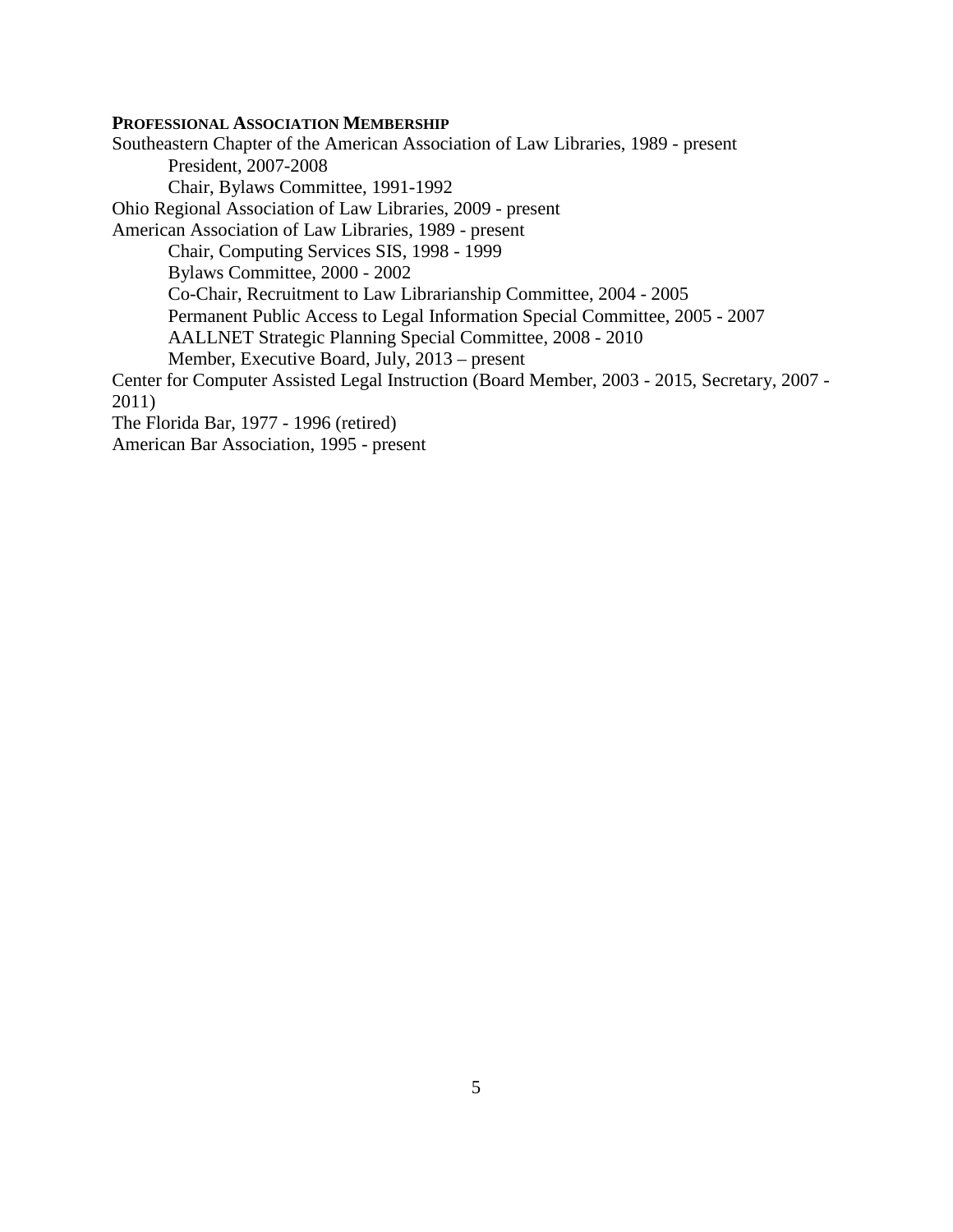**PROFESSIONAL ASSOCIATION MEMBERSHIP**

Southeastern Chapter of the American Association of Law Libraries, 1989 - present
- President, 2007-2008
- Chair, Bylaws Committee, 1991-1992

Ohio Regional Association of Law Libraries, 2009 - present

American Association of Law Libraries, 1989 - present
- Chair, Computing Services SIS, 1998 - 1999
- Bylaws Committee, 2000 - 2002
- Co-Chair, Recruitment to Law Librarianship Committee, 2004 - 2005
- Permanent Public Access to Legal Information Special Committee, 2005 - 2007
- AALLNET Strategic Planning Special Committee, 2008 - 2010
- Member, Executive Board, July, 2013 – present

Center for Computer Assisted Legal Instruction (Board Member, 2003 - 2015, Secretary, 2007 - 2011)

The Florida Bar, 1977 - 1996 (retired)

American Bar Association, 1995 - present